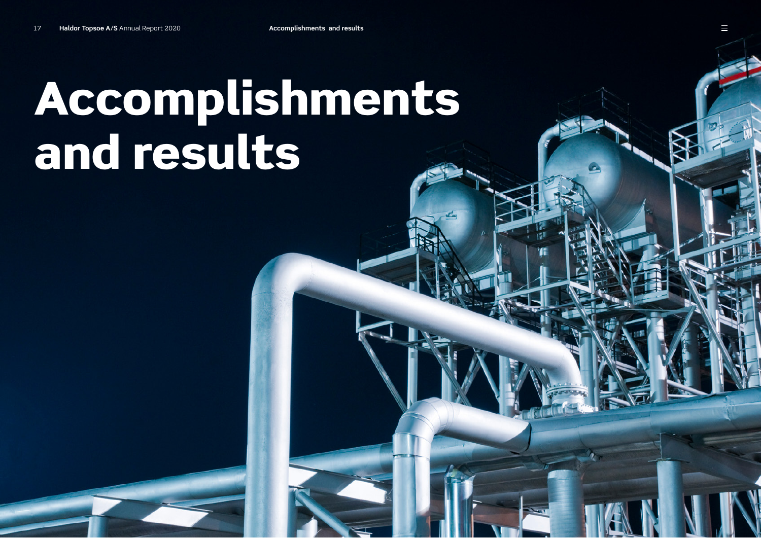# Accomplishments and results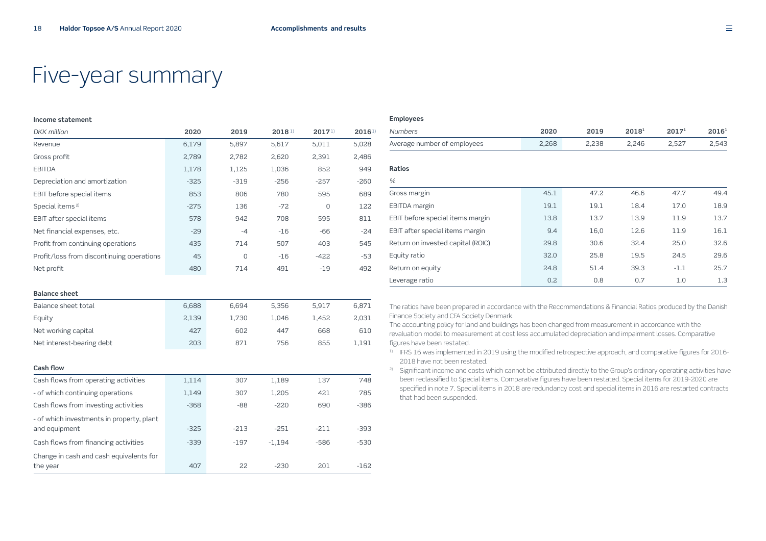# Five-year summary

### Income statement

| *DKK million* | 2020 | 2019 | 2018[1] | 2017[1] | 2016[1] |
|---|---|---|---|---|---|
| Revenue | 6,179 | 5,897 | 5,617 | 5,011 | 5,028 |
| Gross profit | 2,789 | 2,782 | 2,620 | 2,391 | 2,486 |
| EBITDA | 1,178 | 1,125 | 1,036 | 852 | 949 |
| Depreciation and amortization | -325 | -319 | -256 | -257 | -260 |
| EBIT before special items | 853 | 806 | 780 | 595 | 689 |
| Special items[2] | -275 | 136 | -72 | 0 | 122 |
| EBIT after special items | 578 | 942 | 708 | 595 | 811 |
| Net financial expenses, etc. | -29 | -4 | -16 | -66 | -24 |
| Profit from continuing operations | 435 | 714 | 507 | 403 | 545 |
| Profit/loss from discontinuing operations | 45 | 0 | -16 | -422 | -53 |
| Net profit | 480 | 714 | 491 | -19 | 492 |

### Balance sheet

| | 2020 | 2019 | 2018[1] | 2017[1] | 2016[1] |
|---|---|---|---|---|---|
| Balance sheet total | 6,688 | 6,694 | 5,356 | 5,917 | 6,871 |
| Equity | 2,139 | 1,730 | 1,046 | 1,452 | 2,031 |
| Net working capital | 427 | 602 | 447 | 668 | 610 |
| Net interest-bearing debt | 203 | 871 | 756 | 855 | 1,191 |

### Cash flow

| | 2020 | 2019 | 2018[1] | 2017[1] | 2016[1] |
|---|---|---|---|---|---|
| Cash flows from operating activities | 1,114 | 307 | 1,189 | 137 | 748 |
| - of which continuing operations | 1,149 | 307 | 1,205 | 421 | 785 |
| Cash flows from investing activities | -368 | -88 | -220 | 690 | -386 |
| - of which investments in property, plant and equipment | -325 | -213 | -251 | -211 | -393 |
| Cash flows from financing activities | -339 | -197 | -1,194 | -586 | -530 |
| Change in cash and cash equivalents for the year | 407 | 22 | -230 | 201 | -162 |

### Employees

| *Numbers* | 2020 | 2019 | 2018[1] | 2017[1] | 2016[1] |
|---|---|---|---|---|---|
| Average number of employees | 2,268 | 2,238 | 2,246 | 2,527 | 2,543 |

### Ratios

| *%* | 2020 | 2019 | 2018[1] | 2017[1] | 2016[1] |
|---|---|---|---|---|---|
| Gross margin | 45.1 | 47.2 | 46.6 | 47.7 | 49.4 |
| EBITDA margin | 19.1 | 19.1 | 18.4 | 17.0 | 18.9 |
| EBIT before special items margin | 13.8 | 13.7 | 13.9 | 11.9 | 13.7 |
| EBIT after special items margin | 9.4 | 16,0 | 12.6 | 11.9 | 16.1 |
| Return on invested capital (ROIC) | 29.8 | 30.6 | 32.4 | 25.0 | 32.6 |
| Equity ratio | 32.0 | 25.8 | 19.5 | 24.5 | 29.6 |
| Return on equity | 24.8 | 51.4 | 39.3 | -1.1 | 25.7 |
| Leverage ratio | 0.2 | 0.8 | 0.7 | 1.0 | 1.3 |

The ratios have been prepared in accordance with the Recommendations & Financial Ratios produced by the Danish Finance Society and CFA Society Denmark.

The accounting policy for land and buildings has been changed from measurement in accordance with the revaluation model to measurement at cost less accumulated depreciation and impairment losses. Comparative figures have been restated.

1) IFRS 16 was implemented in 2019 using the modified retrospective approach, and comparative figures for 2016-2018 have not been restated.

2) Significant income and costs which cannot be attributed directly to the Group's ordinary operating activities have been reclassified to Special items. Comparative figures have been restated. Special items for 2019-2020 are specified in note 7. Special items in 2018 are redundancy cost and special items in 2016 are restarted contracts that had been suspended.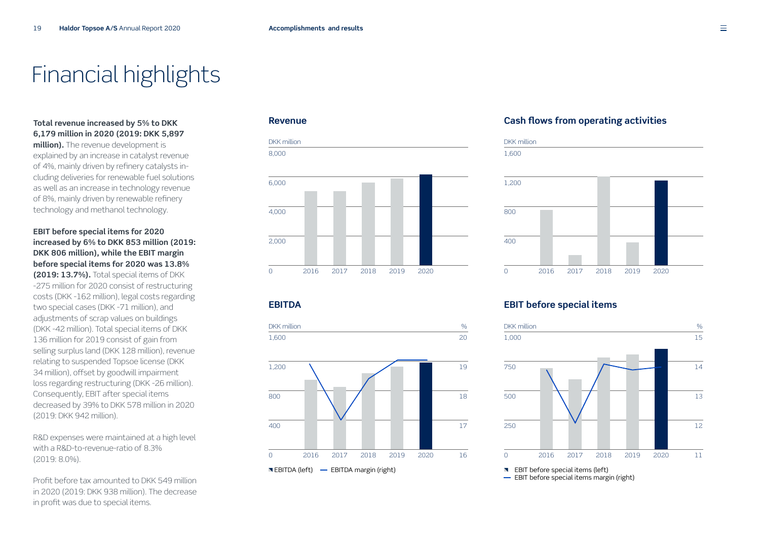# Financial highlights

**Total revenue increased by 5% to DKK 6,179 million in 2020 (2019: DKK 5,897 million).** The revenue development is explained by an increase in catalyst revenue of 4%, mainly driven by refinery catalysts including deliveries for renewable fuel solutions as well as an increase in technology revenue of 8%, mainly driven by renewable refinery technology and methanol technology.

**EBIT before special items for 2020 increased by 6% to DKK 853 million (2019: DKK 806 million), while the EBIT margin before special items for 2020 was 13.8% (2019: 13.7%).** Total special items of DKK -275 million for 2020 consist of restructuring costs (DKK -162 million), legal costs regarding two special cases (DKK -71 million), and adjustments of scrap values on buildings (DKK -42 million). Total special items of DKK 136 million for 2019 consist of gain from selling surplus land (DKK 128 million), revenue relating to suspended Topsoe license (DKK 34 million), offset by goodwill impairment loss regarding restructuring (DKK -26 million). Consequently, EBIT after special items decreased by 39% to DKK 578 million in 2020 (2019: DKK 942 million).

R&D expenses were maintained at a high level with a R&D-to-revenue-ratio of 8.3% (2019: 8.0%).

Profit before tax amounted to DKK 549 million in 2020 (2019: DKK 938 million). The decrease in profit was due to special items.

## Revenue

DKK million

8,000
6,000
4,000
2,000
0

2016 2017 2018 2019 2020

## Cash flows from operating activities

DKK million

1,600
1,200
800
400
0

2016 2017 2018 2019 2020

## EBITDA

DKK million %

1,600 20
1,200 19
800 18
400 17
0 16

2016 2017 2018 2019 2020

EBITDA (left) — EBITDA margin (right)

## EBIT before special items

DKK million %

1,000 15
750 14
500 13
250 12
0 11

2016 2017 2018 2019 2020

EBIT before special items (left)
— EBIT before special items margin (right)